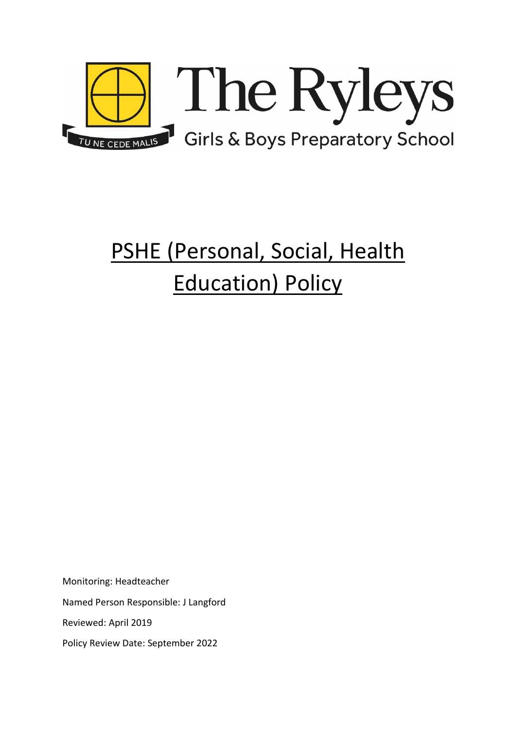The Ryleys

Girls & Boys Preparatory School

TU NE CEDE MALIS

# PSHE (Personal, Social, Health Education) Policy

Monitoring: Headteacher

Named Person Responsible: J Langford

Reviewed: April 2019

Policy Review Date: September 2022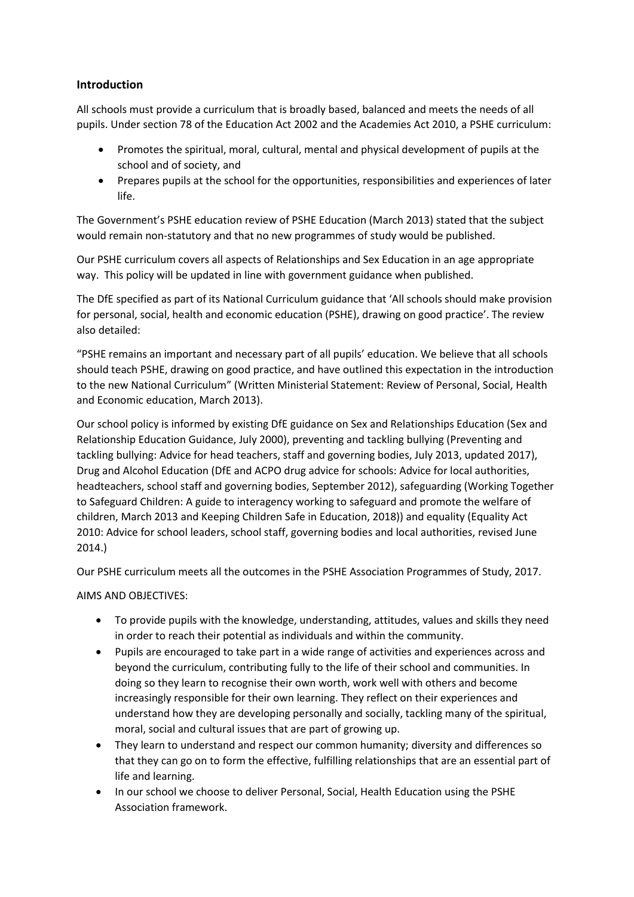## Introduction

All schools must provide a curriculum that is broadly based, balanced and meets the needs of all pupils. Under section 78 of the Education Act 2002 and the Academies Act 2010, a PSHE curriculum:

- Promotes the spiritual, moral, cultural, mental and physical development of pupils at the school and of society, and
- Prepares pupils at the school for the opportunities, responsibilities and experiences of later life.

The Government's PSHE education review of PSHE Education (March 2013) stated that the subject would remain non-statutory and that no new programmes of study would be published.

Our PSHE curriculum covers all aspects of Relationships and Sex Education in an age appropriate way. This policy will be updated in line with government guidance when published.

The DfE specified as part of its National Curriculum guidance that 'All schools should make provision for personal, social, health and economic education (PSHE), drawing on good practice'. The review also detailed:

"PSHE remains an important and necessary part of all pupils' education. We believe that all schools should teach PSHE, drawing on good practice, and have outlined this expectation in the introduction to the new National Curriculum" (Written Ministerial Statement: Review of Personal, Social, Health and Economic education, March 2013).

Our school policy is informed by existing DfE guidance on Sex and Relationships Education (Sex and Relationship Education Guidance, July 2000), preventing and tackling bullying (Preventing and tackling bullying: Advice for head teachers, staff and governing bodies, July 2013, updated 2017), Drug and Alcohol Education (DfE and ACPO drug advice for schools: Advice for local authorities, headteachers, school staff and governing bodies, September 2012), safeguarding (Working Together to Safeguard Children: A guide to interagency working to safeguard and promote the welfare of children, March 2013 and Keeping Children Safe in Education, 2018)) and equality (Equality Act 2010: Advice for school leaders, school staff, governing bodies and local authorities, revised June 2014.)

Our PSHE curriculum meets all the outcomes in the PSHE Association Programmes of Study, 2017.

AIMS AND OBJECTIVES:

- To provide pupils with the knowledge, understanding, attitudes, values and skills they need in order to reach their potential as individuals and within the community.
- Pupils are encouraged to take part in a wide range of activities and experiences across and beyond the curriculum, contributing fully to the life of their school and communities. In doing so they learn to recognise their own worth, work well with others and become increasingly responsible for their own learning. They reflect on their experiences and understand how they are developing personally and socially, tackling many of the spiritual, moral, social and cultural issues that are part of growing up.
- They learn to understand and respect our common humanity; diversity and differences so that they can go on to form the effective, fulfilling relationships that are an essential part of life and learning.
- In our school we choose to deliver Personal, Social, Health Education using the PSHE Association framework.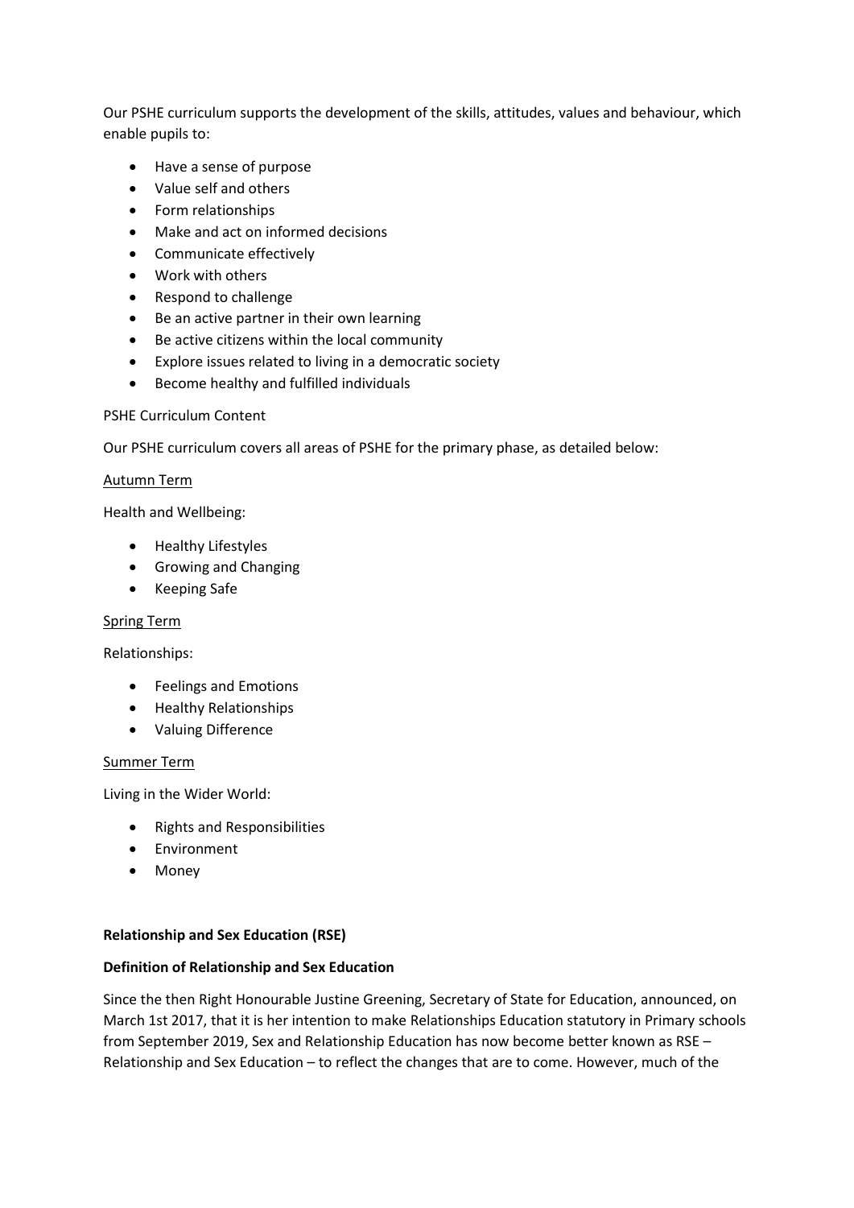Our PSHE curriculum supports the development of the skills, attitudes, values and behaviour, which enable pupils to:

- Have a sense of purpose
- Value self and others
- Form relationships
- Make and act on informed decisions
- Communicate effectively
- Work with others
- Respond to challenge
- Be an active partner in their own learning
- Be active citizens within the local community
- Explore issues related to living in a democratic society
- Become healthy and fulfilled individuals

PSHE Curriculum Content

Our PSHE curriculum covers all areas of PSHE for the primary phase, as detailed below:

<u>Autumn Term</u>

Health and Wellbeing:

- Healthy Lifestyles
- Growing and Changing
- Keeping Safe

<u>Spring Term</u>

Relationships:

- Feelings and Emotions
- Healthy Relationships
- Valuing Difference

<u>Summer Term</u>

Living in the Wider World:

- Rights and Responsibilities
- Environment
- Money

**Relationship and Sex Education (RSE)**

**Definition of Relationship and Sex Education**

Since the then Right Honourable Justine Greening, Secretary of State for Education, announced, on March 1st 2017, that it is her intention to make Relationships Education statutory in Primary schools from September 2019, Sex and Relationship Education has now become better known as RSE – Relationship and Sex Education – to reflect the changes that are to come. However, much of the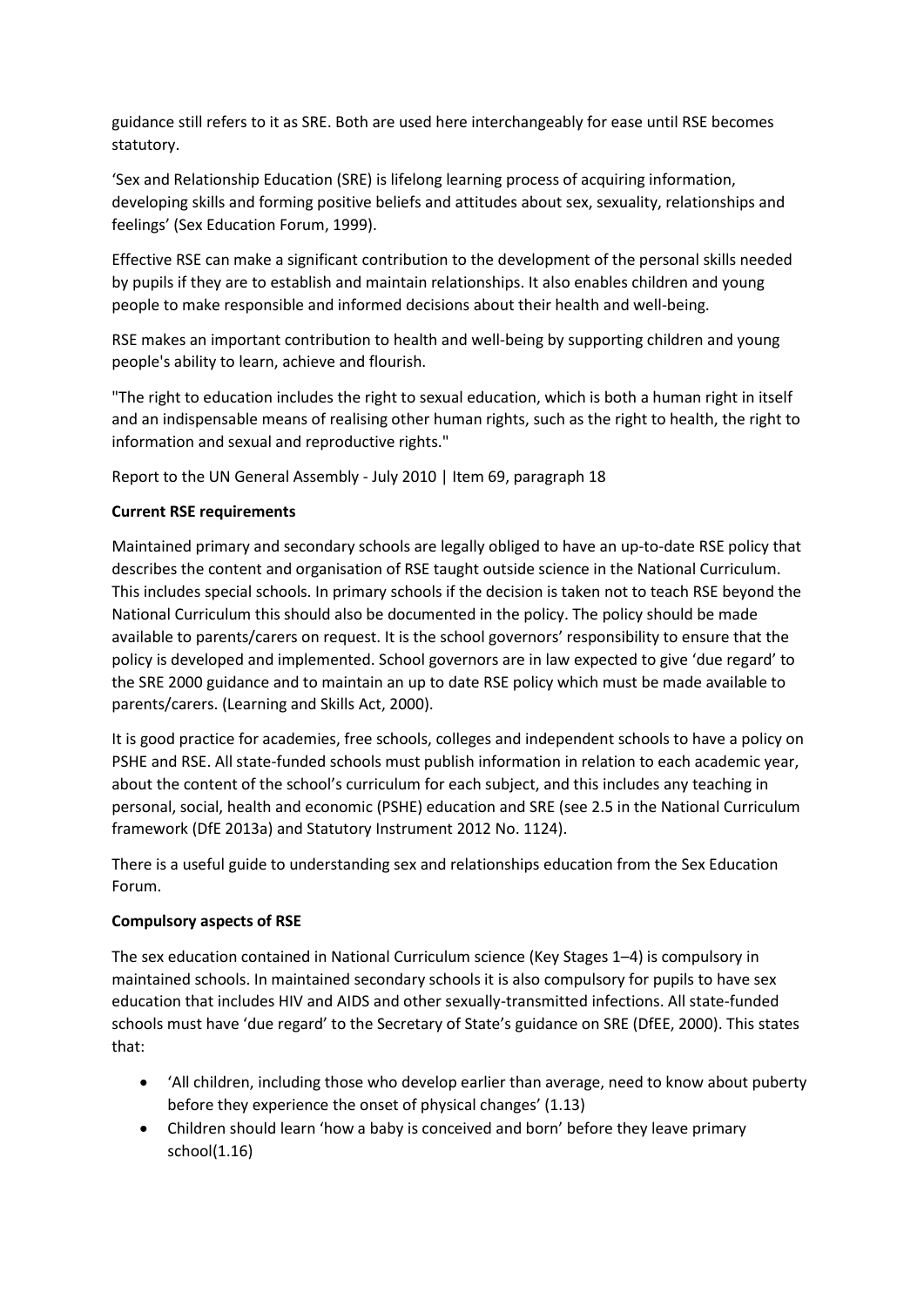guidance still refers to it as SRE. Both are used here interchangeably for ease until RSE becomes statutory.

'Sex and Relationship Education (SRE) is lifelong learning process of acquiring information, developing skills and forming positive beliefs and attitudes about sex, sexuality, relationships and feelings' (Sex Education Forum, 1999).

Effective RSE can make a significant contribution to the development of the personal skills needed by pupils if they are to establish and maintain relationships. It also enables children and young people to make responsible and informed decisions about their health and well-being.

RSE makes an important contribution to health and well-being by supporting children and young people's ability to learn, achieve and flourish.

"The right to education includes the right to sexual education, which is both a human right in itself and an indispensable means of realising other human rights, such as the right to health, the right to information and sexual and reproductive rights."

Report to the UN General Assembly - July 2010 | Item 69, paragraph 18

**Current RSE requirements**

Maintained primary and secondary schools are legally obliged to have an up-to-date RSE policy that describes the content and organisation of RSE taught outside science in the National Curriculum. This includes special schools. In primary schools if the decision is taken not to teach RSE beyond the National Curriculum this should also be documented in the policy. The policy should be made available to parents/carers on request. It is the school governors' responsibility to ensure that the policy is developed and implemented. School governors are in law expected to give 'due regard' to the SRE 2000 guidance and to maintain an up to date RSE policy which must be made available to parents/carers. (Learning and Skills Act, 2000).

It is good practice for academies, free schools, colleges and independent schools to have a policy on PSHE and RSE. All state-funded schools must publish information in relation to each academic year, about the content of the school's curriculum for each subject, and this includes any teaching in personal, social, health and economic (PSHE) education and SRE (see 2.5 in the National Curriculum framework (DfE 2013a) and Statutory Instrument 2012 No. 1124).

There is a useful guide to understanding sex and relationships education from the Sex Education Forum.

**Compulsory aspects of RSE**

The sex education contained in National Curriculum science (Key Stages 1–4) is compulsory in maintained schools. In maintained secondary schools it is also compulsory for pupils to have sex education that includes HIV and AIDS and other sexually-transmitted infections. All state-funded schools must have 'due regard' to the Secretary of State's guidance on SRE (DfEE, 2000). This states that:

- 'All children, including those who develop earlier than average, need to know about puberty before they experience the onset of physical changes' (1.13)
- Children should learn 'how a baby is conceived and born' before they leave primary school(1.16)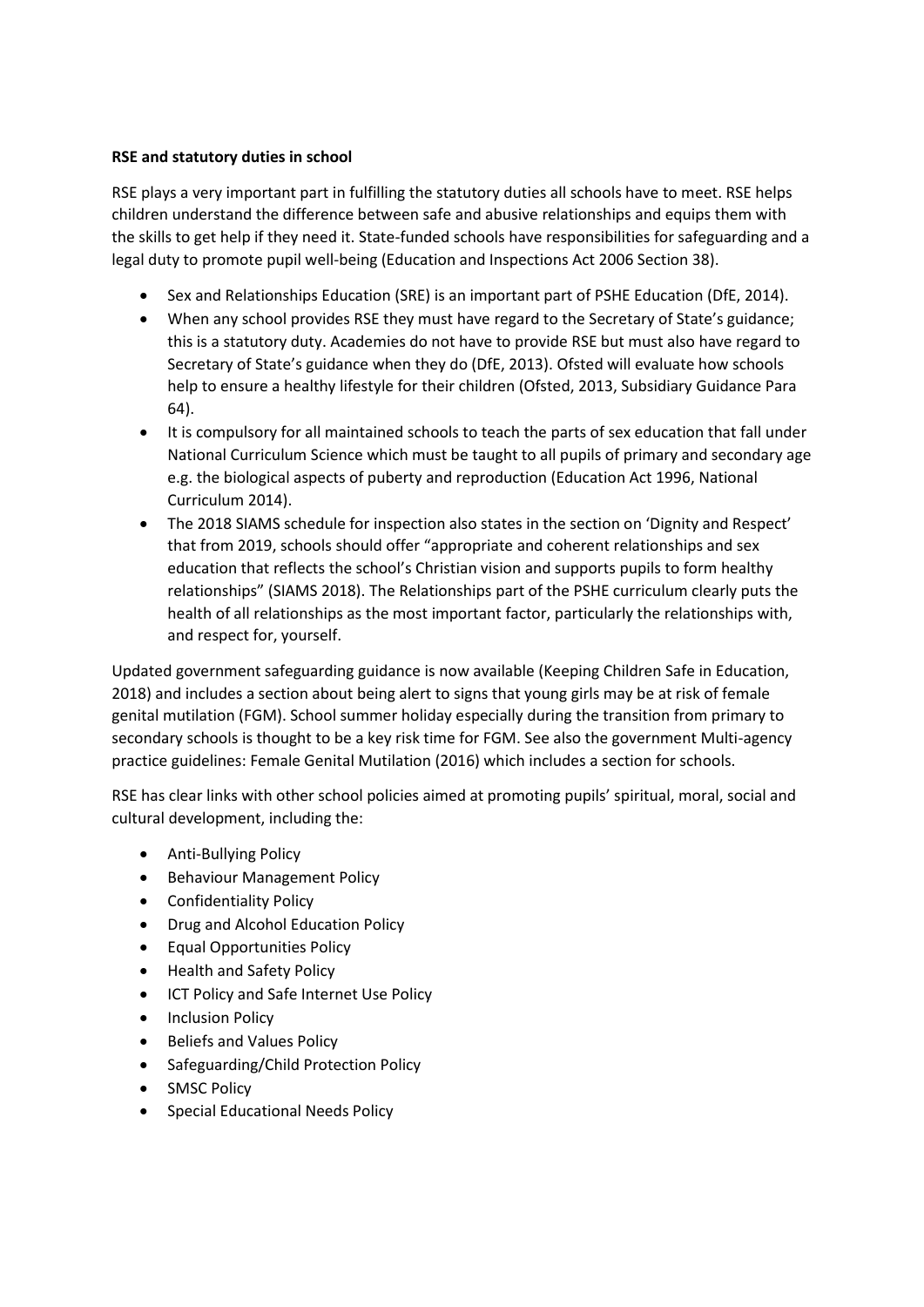**RSE and statutory duties in school**

RSE plays a very important part in fulfilling the statutory duties all schools have to meet. RSE helps children understand the difference between safe and abusive relationships and equips them with the skills to get help if they need it. State-funded schools have responsibilities for safeguarding and a legal duty to promote pupil well-being (Education and Inspections Act 2006 Section 38).

- Sex and Relationships Education (SRE) is an important part of PSHE Education (DfE, 2014).
- When any school provides RSE they must have regard to the Secretary of State's guidance; this is a statutory duty. Academies do not have to provide RSE but must also have regard to Secretary of State's guidance when they do (DfE, 2013). Ofsted will evaluate how schools help to ensure a healthy lifestyle for their children (Ofsted, 2013, Subsidiary Guidance Para 64).
- It is compulsory for all maintained schools to teach the parts of sex education that fall under National Curriculum Science which must be taught to all pupils of primary and secondary age e.g. the biological aspects of puberty and reproduction (Education Act 1996, National Curriculum 2014).
- The 2018 SIAMS schedule for inspection also states in the section on 'Dignity and Respect' that from 2019, schools should offer "appropriate and coherent relationships and sex education that reflects the school's Christian vision and supports pupils to form healthy relationships" (SIAMS 2018). The Relationships part of the PSHE curriculum clearly puts the health of all relationships as the most important factor, particularly the relationships with, and respect for, yourself.

Updated government safeguarding guidance is now available (Keeping Children Safe in Education, 2018) and includes a section about being alert to signs that young girls may be at risk of female genital mutilation (FGM). School summer holiday especially during the transition from primary to secondary schools is thought to be a key risk time for FGM. See also the government Multi-agency practice guidelines: Female Genital Mutilation (2016) which includes a section for schools.

RSE has clear links with other school policies aimed at promoting pupils' spiritual, moral, social and cultural development, including the:

- Anti-Bullying Policy
- Behaviour Management Policy
- Confidentiality Policy
- Drug and Alcohol Education Policy
- Equal Opportunities Policy
- Health and Safety Policy
- ICT Policy and Safe Internet Use Policy
- Inclusion Policy
- Beliefs and Values Policy
- Safeguarding/Child Protection Policy
- SMSC Policy
- Special Educational Needs Policy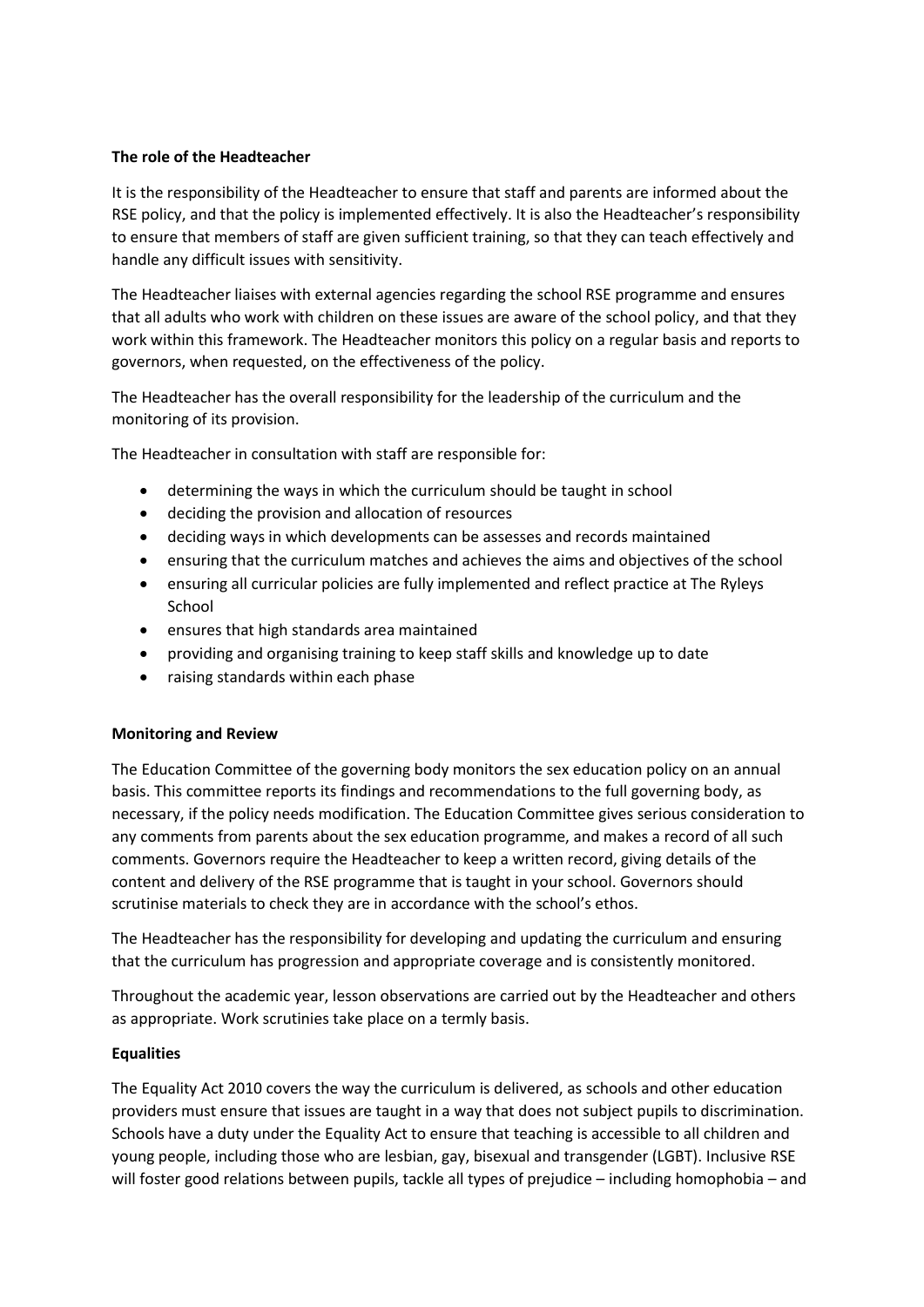**The role of the Headteacher**

It is the responsibility of the Headteacher to ensure that staff and parents are informed about the RSE policy, and that the policy is implemented effectively. It is also the Headteacher's responsibility to ensure that members of staff are given sufficient training, so that they can teach effectively and handle any difficult issues with sensitivity.

The Headteacher liaises with external agencies regarding the school RSE programme and ensures that all adults who work with children on these issues are aware of the school policy, and that they work within this framework. The Headteacher monitors this policy on a regular basis and reports to governors, when requested, on the effectiveness of the policy.

The Headteacher has the overall responsibility for the leadership of the curriculum and the monitoring of its provision.

The Headteacher in consultation with staff are responsible for:

- determining the ways in which the curriculum should be taught in school
- deciding the provision and allocation of resources
- deciding ways in which developments can be assesses and records maintained
- ensuring that the curriculum matches and achieves the aims and objectives of the school
- ensuring all curricular policies are fully implemented and reflect practice at The Ryleys School
- ensures that high standards area maintained
- providing and organising training to keep staff skills and knowledge up to date
- raising standards within each phase

**Monitoring and Review**

The Education Committee of the governing body monitors the sex education policy on an annual basis. This committee reports its findings and recommendations to the full governing body, as necessary, if the policy needs modification. The Education Committee gives serious consideration to any comments from parents about the sex education programme, and makes a record of all such comments. Governors require the Headteacher to keep a written record, giving details of the content and delivery of the RSE programme that is taught in your school. Governors should scrutinise materials to check they are in accordance with the school's ethos.

The Headteacher has the responsibility for developing and updating the curriculum and ensuring that the curriculum has progression and appropriate coverage and is consistently monitored.

Throughout the academic year, lesson observations are carried out by the Headteacher and others as appropriate. Work scrutinies take place on a termly basis.

**Equalities**

The Equality Act 2010 covers the way the curriculum is delivered, as schools and other education providers must ensure that issues are taught in a way that does not subject pupils to discrimination. Schools have a duty under the Equality Act to ensure that teaching is accessible to all children and young people, including those who are lesbian, gay, bisexual and transgender (LGBT). Inclusive RSE will foster good relations between pupils, tackle all types of prejudice – including homophobia – and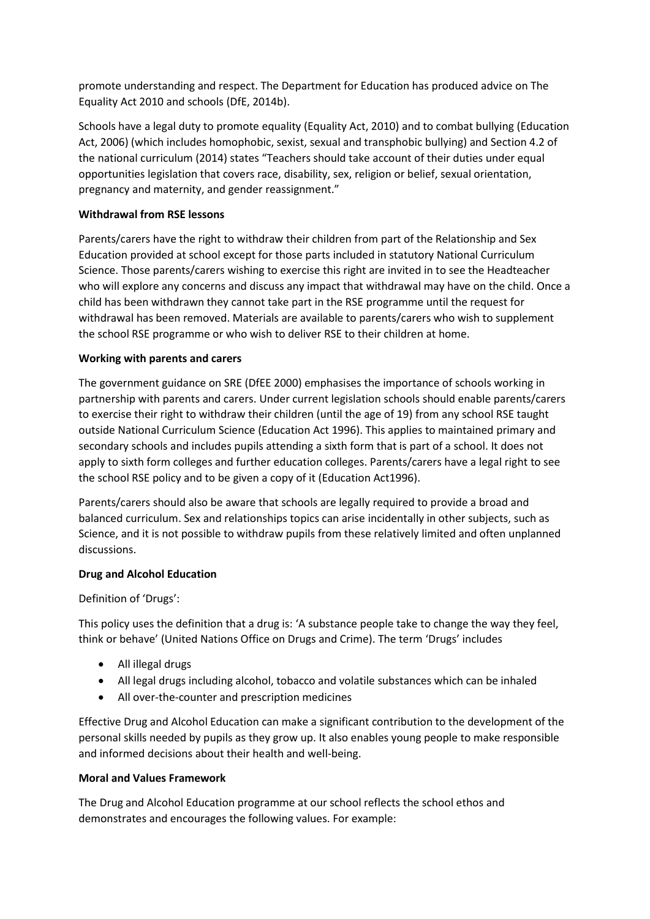promote understanding and respect. The Department for Education has produced advice on The Equality Act 2010 and schools (DfE, 2014b).

Schools have a legal duty to promote equality (Equality Act, 2010) and to combat bullying (Education Act, 2006) (which includes homophobic, sexist, sexual and transphobic bullying) and Section 4.2 of the national curriculum (2014) states "Teachers should take account of their duties under equal opportunities legislation that covers race, disability, sex, religion or belief, sexual orientation, pregnancy and maternity, and gender reassignment."

**Withdrawal from RSE lessons**

Parents/carers have the right to withdraw their children from part of the Relationship and Sex Education provided at school except for those parts included in statutory National Curriculum Science. Those parents/carers wishing to exercise this right are invited in to see the Headteacher who will explore any concerns and discuss any impact that withdrawal may have on the child. Once a child has been withdrawn they cannot take part in the RSE programme until the request for withdrawal has been removed. Materials are available to parents/carers who wish to supplement the school RSE programme or who wish to deliver RSE to their children at home.

**Working with parents and carers**

The government guidance on SRE (DfEE 2000) emphasises the importance of schools working in partnership with parents and carers. Under current legislation schools should enable parents/carers to exercise their right to withdraw their children (until the age of 19) from any school RSE taught outside National Curriculum Science (Education Act 1996). This applies to maintained primary and secondary schools and includes pupils attending a sixth form that is part of a school. It does not apply to sixth form colleges and further education colleges. Parents/carers have a legal right to see the school RSE policy and to be given a copy of it (Education Act1996).

Parents/carers should also be aware that schools are legally required to provide a broad and balanced curriculum. Sex and relationships topics can arise incidentally in other subjects, such as Science, and it is not possible to withdraw pupils from these relatively limited and often unplanned discussions.

**Drug and Alcohol Education**

Definition of 'Drugs':

This policy uses the definition that a drug is: 'A substance people take to change the way they feel, think or behave' (United Nations Office on Drugs and Crime). The term 'Drugs' includes

- All illegal drugs
- All legal drugs including alcohol, tobacco and volatile substances which can be inhaled
- All over-the-counter and prescription medicines

Effective Drug and Alcohol Education can make a significant contribution to the development of the personal skills needed by pupils as they grow up. It also enables young people to make responsible and informed decisions about their health and well-being.

**Moral and Values Framework**

The Drug and Alcohol Education programme at our school reflects the school ethos and demonstrates and encourages the following values. For example: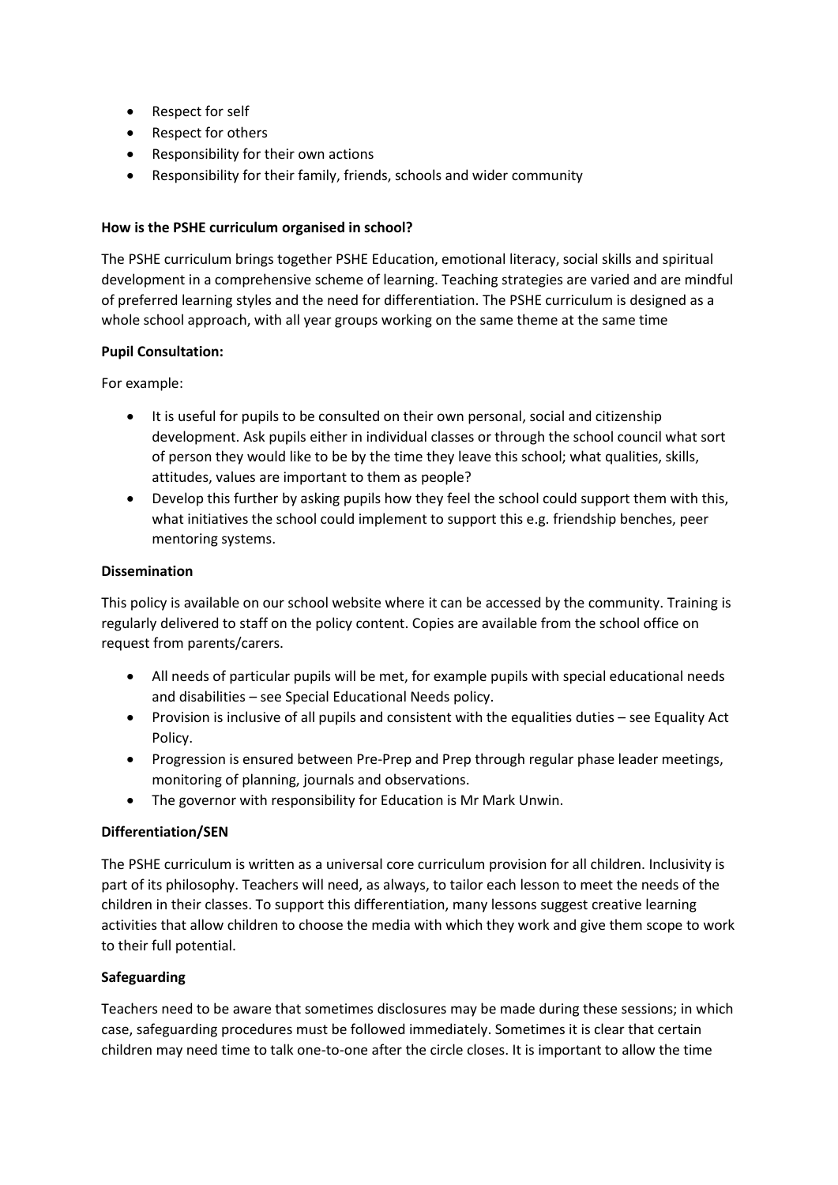- Respect for self
- Respect for others
- Responsibility for their own actions
- Responsibility for their family, friends, schools and wider community

**How is the PSHE curriculum organised in school?**

The PSHE curriculum brings together PSHE Education, emotional literacy, social skills and spiritual development in a comprehensive scheme of learning. Teaching strategies are varied and are mindful of preferred learning styles and the need for differentiation. The PSHE curriculum is designed as a whole school approach, with all year groups working on the same theme at the same time

**Pupil Consultation:**

For example:

- It is useful for pupils to be consulted on their own personal, social and citizenship development. Ask pupils either in individual classes or through the school council what sort of person they would like to be by the time they leave this school; what qualities, skills, attitudes, values are important to them as people?
- Develop this further by asking pupils how they feel the school could support them with this, what initiatives the school could implement to support this e.g. friendship benches, peer mentoring systems.

**Dissemination**

This policy is available on our school website where it can be accessed by the community. Training is regularly delivered to staff on the policy content. Copies are available from the school office on request from parents/carers.

- All needs of particular pupils will be met, for example pupils with special educational needs and disabilities – see Special Educational Needs policy.
- Provision is inclusive of all pupils and consistent with the equalities duties – see Equality Act Policy.
- Progression is ensured between Pre-Prep and Prep through regular phase leader meetings, monitoring of planning, journals and observations.
- The governor with responsibility for Education is Mr Mark Unwin.

**Differentiation/SEN**

The PSHE curriculum is written as a universal core curriculum provision for all children. Inclusivity is part of its philosophy. Teachers will need, as always, to tailor each lesson to meet the needs of the children in their classes. To support this differentiation, many lessons suggest creative learning activities that allow children to choose the media with which they work and give them scope to work to their full potential.

**Safeguarding**

Teachers need to be aware that sometimes disclosures may be made during these sessions; in which case, safeguarding procedures must be followed immediately. Sometimes it is clear that certain children may need time to talk one-to-one after the circle closes. It is important to allow the time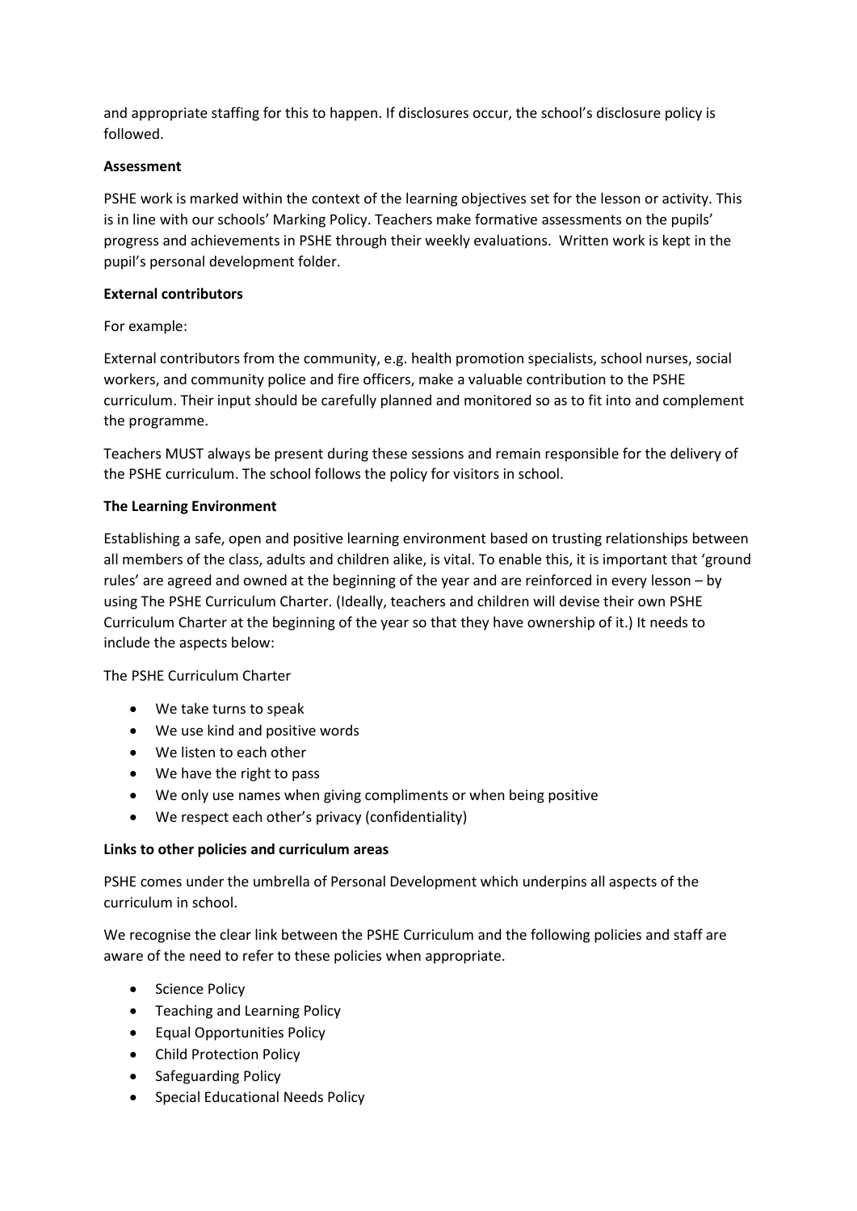and appropriate staffing for this to happen. If disclosures occur, the school's disclosure policy is followed.

**Assessment**

PSHE work is marked within the context of the learning objectives set for the lesson or activity. This is in line with our schools' Marking Policy. Teachers make formative assessments on the pupils' progress and achievements in PSHE through their weekly evaluations. Written work is kept in the pupil's personal development folder.

**External contributors**

For example:

External contributors from the community, e.g. health promotion specialists, school nurses, social workers, and community police and fire officers, make a valuable contribution to the PSHE curriculum. Their input should be carefully planned and monitored so as to fit into and complement the programme.

Teachers MUST always be present during these sessions and remain responsible for the delivery of the PSHE curriculum. The school follows the policy for visitors in school.

**The Learning Environment**

Establishing a safe, open and positive learning environment based on trusting relationships between all members of the class, adults and children alike, is vital. To enable this, it is important that 'ground rules' are agreed and owned at the beginning of the year and are reinforced in every lesson – by using The PSHE Curriculum Charter. (Ideally, teachers and children will devise their own PSHE Curriculum Charter at the beginning of the year so that they have ownership of it.) It needs to include the aspects below:

The PSHE Curriculum Charter

- We take turns to speak
- We use kind and positive words
- We listen to each other
- We have the right to pass
- We only use names when giving compliments or when being positive
- We respect each other's privacy (confidentiality)

**Links to other policies and curriculum areas**

PSHE comes under the umbrella of Personal Development which underpins all aspects of the curriculum in school.

We recognise the clear link between the PSHE Curriculum and the following policies and staff are aware of the need to refer to these policies when appropriate.

- Science Policy
- Teaching and Learning Policy
- Equal Opportunities Policy
- Child Protection Policy
- Safeguarding Policy
- Special Educational Needs Policy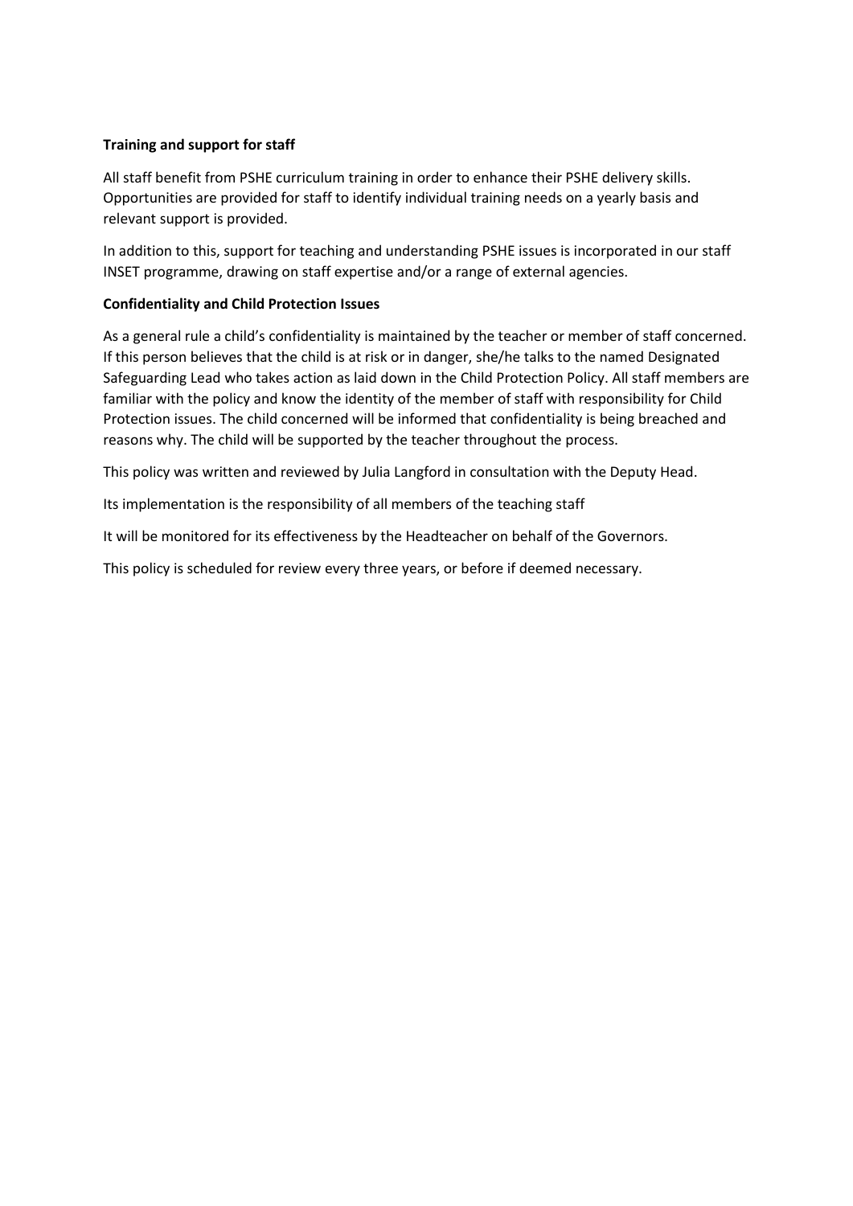**Training and support for staff**

All staff benefit from PSHE curriculum training in order to enhance their PSHE delivery skills. Opportunities are provided for staff to identify individual training needs on a yearly basis and relevant support is provided.

In addition to this, support for teaching and understanding PSHE issues is incorporated in our staff INSET programme, drawing on staff expertise and/or a range of external agencies.

**Confidentiality and Child Protection Issues**

As a general rule a child's confidentiality is maintained by the teacher or member of staff concerned. If this person believes that the child is at risk or in danger, she/he talks to the named Designated Safeguarding Lead who takes action as laid down in the Child Protection Policy. All staff members are familiar with the policy and know the identity of the member of staff with responsibility for Child Protection issues. The child concerned will be informed that confidentiality is being breached and reasons why. The child will be supported by the teacher throughout the process.

This policy was written and reviewed by Julia Langford in consultation with the Deputy Head.

Its implementation is the responsibility of all members of the teaching staff

It will be monitored for its effectiveness by the Headteacher on behalf of the Governors.

This policy is scheduled for review every three years, or before if deemed necessary.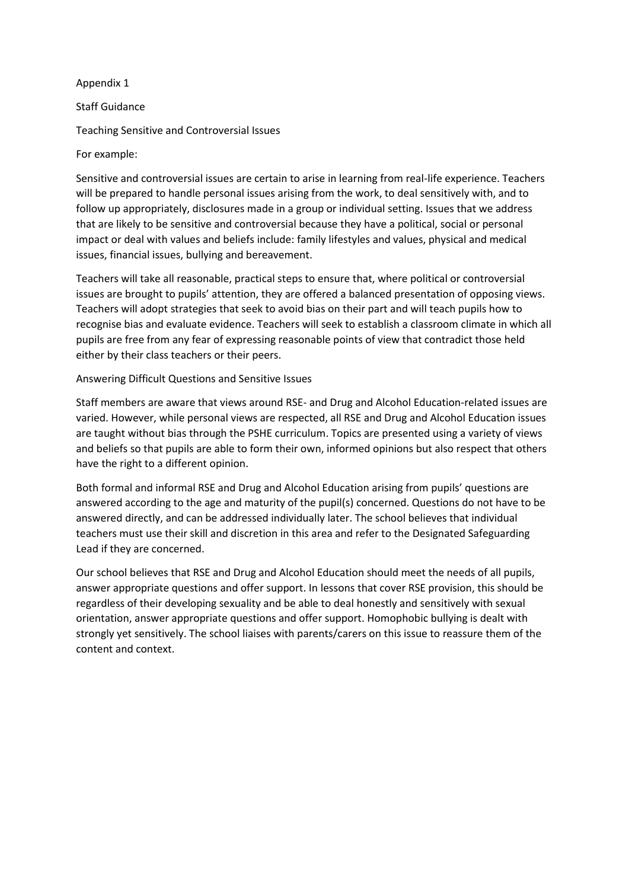Appendix 1

Staff Guidance

Teaching Sensitive and Controversial Issues

For example:

Sensitive and controversial issues are certain to arise in learning from real-life experience. Teachers will be prepared to handle personal issues arising from the work, to deal sensitively with, and to follow up appropriately, disclosures made in a group or individual setting. Issues that we address that are likely to be sensitive and controversial because they have a political, social or personal impact or deal with values and beliefs include: family lifestyles and values, physical and medical issues, financial issues, bullying and bereavement.

Teachers will take all reasonable, practical steps to ensure that, where political or controversial issues are brought to pupils' attention, they are offered a balanced presentation of opposing views. Teachers will adopt strategies that seek to avoid bias on their part and will teach pupils how to recognise bias and evaluate evidence. Teachers will seek to establish a classroom climate in which all pupils are free from any fear of expressing reasonable points of view that contradict those held either by their class teachers or their peers.

Answering Difficult Questions and Sensitive Issues

Staff members are aware that views around RSE- and Drug and Alcohol Education-related issues are varied. However, while personal views are respected, all RSE and Drug and Alcohol Education issues are taught without bias through the PSHE curriculum. Topics are presented using a variety of views and beliefs so that pupils are able to form their own, informed opinions but also respect that others have the right to a different opinion.

Both formal and informal RSE and Drug and Alcohol Education arising from pupils' questions are answered according to the age and maturity of the pupil(s) concerned. Questions do not have to be answered directly, and can be addressed individually later. The school believes that individual teachers must use their skill and discretion in this area and refer to the Designated Safeguarding Lead if they are concerned.

Our school believes that RSE and Drug and Alcohol Education should meet the needs of all pupils, answer appropriate questions and offer support. In lessons that cover RSE provision, this should be regardless of their developing sexuality and be able to deal honestly and sensitively with sexual orientation, answer appropriate questions and offer support. Homophobic bullying is dealt with strongly yet sensitively. The school liaises with parents/carers on this issue to reassure them of the content and context.